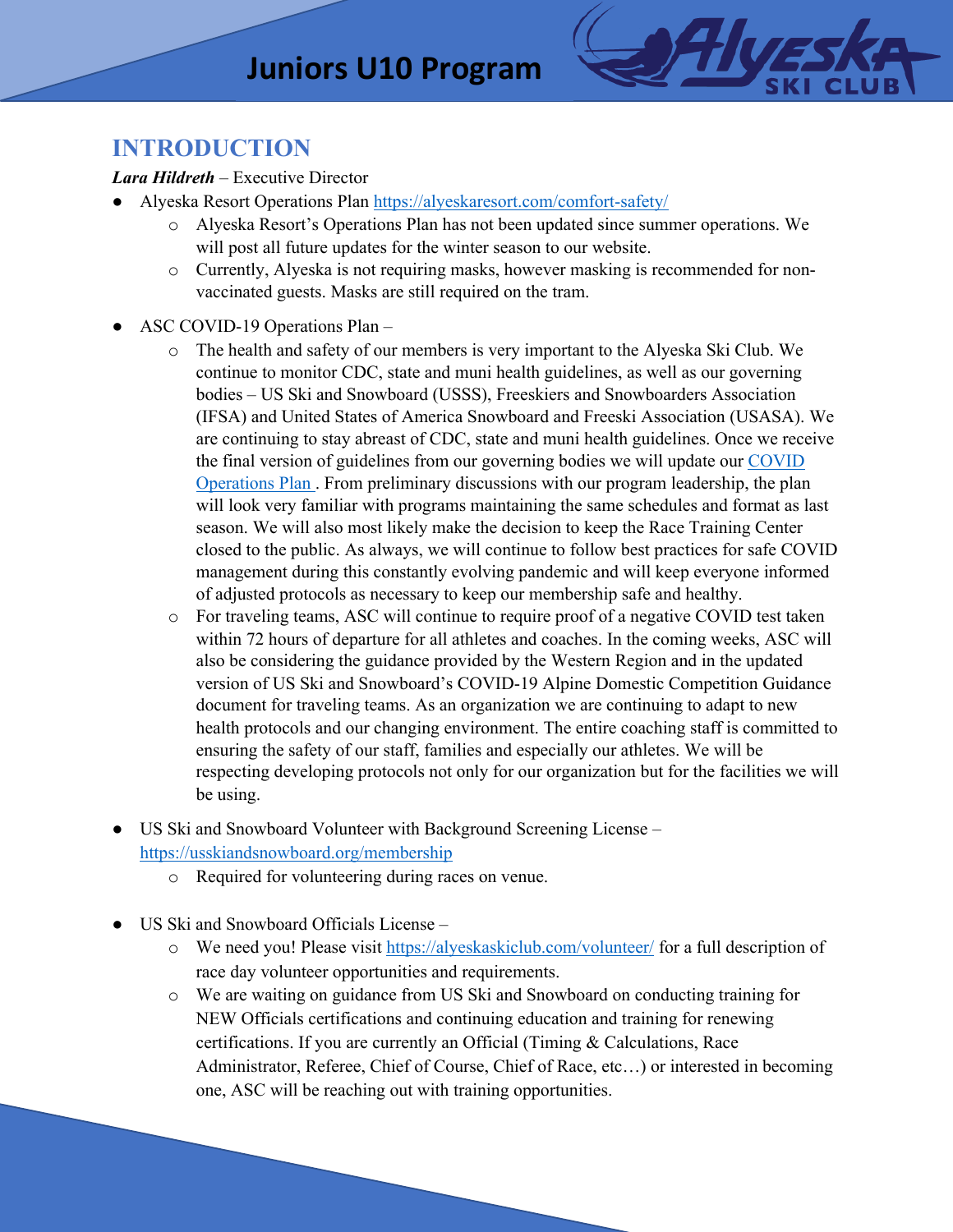# Juniors U10 Program

## INTRODUCTION

***Lara Hildreth*** – Executive Director

- Alyeska Resort Operations Plan https://alyeskaresort.com/comfort-safety/
  - Alyeska Resort's Operations Plan has not been updated since summer operations. We will post all future updates for the winter season to our website.
  - Currently, Alyeska is not requiring masks, however masking is recommended for non-vaccinated guests. Masks are still required on the tram.
- ASC COVID-19 Operations Plan –
  - The health and safety of our members is very important to the Alyeska Ski Club. We continue to monitor CDC, state and muni health guidelines, as well as our governing bodies – US Ski and Snowboard (USSS), Freeskiers and Snowboarders Association (IFSA) and United States of America Snowboard and Freeski Association (USASA). We are continuing to stay abreast of CDC, state and muni health guidelines. Once we receive the final version of guidelines from our governing bodies we will update our COVID Operations Plan . From preliminary discussions with our program leadership, the plan will look very familiar with programs maintaining the same schedules and format as last season. We will also most likely make the decision to keep the Race Training Center closed to the public. As always, we will continue to follow best practices for safe COVID management during this constantly evolving pandemic and will keep everyone informed of adjusted protocols as necessary to keep our membership safe and healthy.
  - For traveling teams, ASC will continue to require proof of a negative COVID test taken within 72 hours of departure for all athletes and coaches. In the coming weeks, ASC will also be considering the guidance provided by the Western Region and in the updated version of US Ski and Snowboard's COVID-19 Alpine Domestic Competition Guidance document for traveling teams. As an organization we are continuing to adapt to new health protocols and our changing environment. The entire coaching staff is committed to ensuring the safety of our staff, families and especially our athletes. We will be respecting developing protocols not only for our organization but for the facilities we will be using.
- US Ski and Snowboard Volunteer with Background Screening License – https://usskiandsnowboard.org/membership
  - Required for volunteering during races on venue.
- US Ski and Snowboard Officials License –
  - We need you! Please visit https://alyeskaskiclub.com/volunteer/ for a full description of race day volunteer opportunities and requirements.
  - We are waiting on guidance from US Ski and Snowboard on conducting training for NEW Officials certifications and continuing education and training for renewing certifications. If you are currently an Official (Timing & Calculations, Race Administrator, Referee, Chief of Course, Chief of Race, etc…) or interested in becoming one, ASC will be reaching out with training opportunities.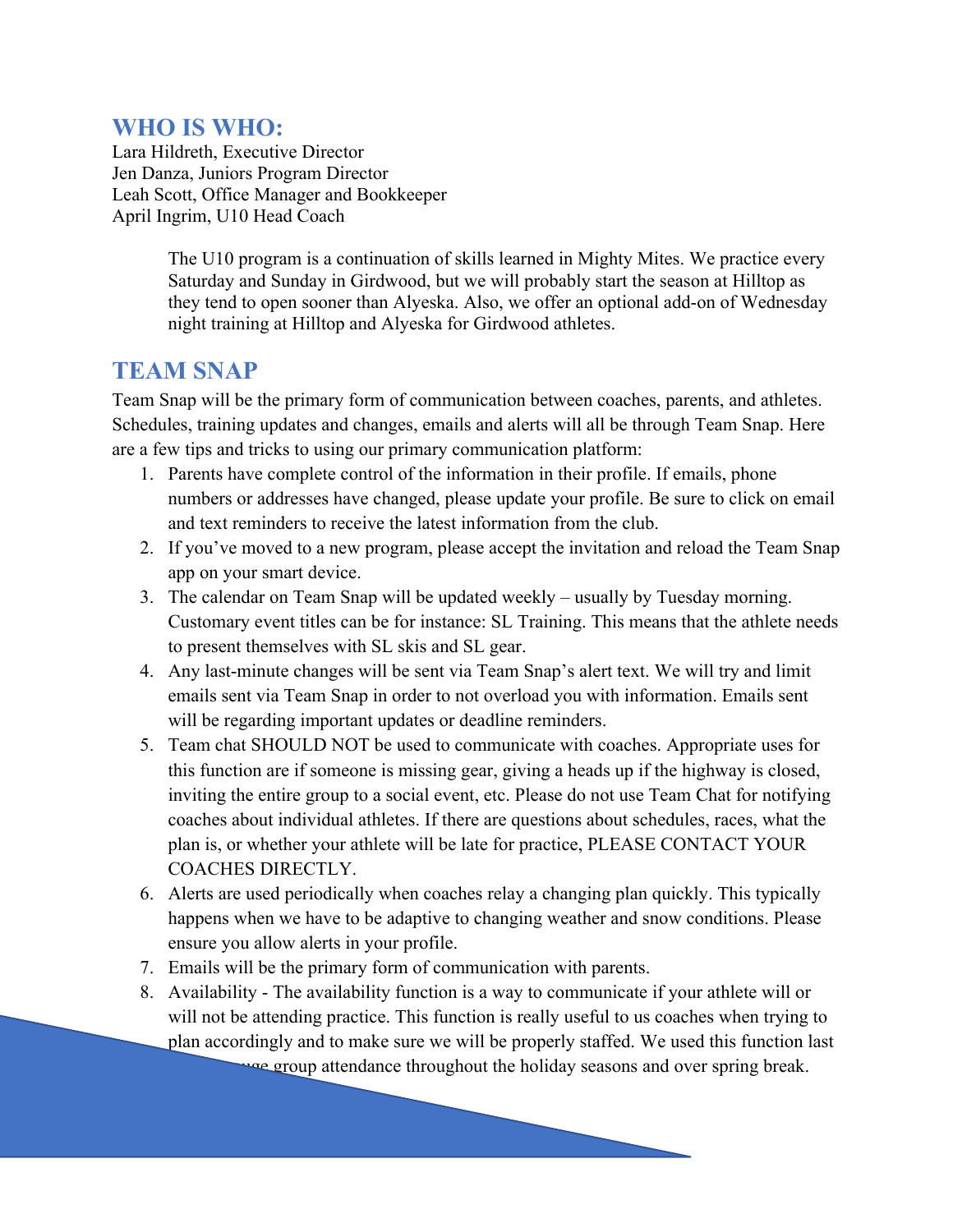## WHO IS WHO:

Lara Hildreth, Executive Director
Jen Danza, Juniors Program Director
Leah Scott, Office Manager and Bookkeeper
April Ingrim, U10 Head Coach

> The U10 program is a continuation of skills learned in Mighty Mites. We practice every Saturday and Sunday in Girdwood, but we will probably start the season at Hilltop as they tend to open sooner than Alyeska. Also, we offer an optional add-on of Wednesday night training at Hilltop and Alyeska for Girdwood athletes.

## TEAM SNAP

Team Snap will be the primary form of communication between coaches, parents, and athletes. Schedules, training updates and changes, emails and alerts will all be through Team Snap. Here are a few tips and tricks to using our primary communication platform:

1. Parents have complete control of the information in their profile. If emails, phone numbers or addresses have changed, please update your profile. Be sure to click on email and text reminders to receive the latest information from the club.
2. If you've moved to a new program, please accept the invitation and reload the Team Snap app on your smart device.
3. The calendar on Team Snap will be updated weekly – usually by Tuesday morning. Customary event titles can be for instance: SL Training. This means that the athlete needs to present themselves with SL skis and SL gear.
4. Any last-minute changes will be sent via Team Snap's alert text. We will try and limit emails sent via Team Snap in order to not overload you with information. Emails sent will be regarding important updates or deadline reminders.
5. Team chat SHOULD NOT be used to communicate with coaches. Appropriate uses for this function are if someone is missing gear, giving a heads up if the highway is closed, inviting the entire group to a social event, etc. Please do not use Team Chat for notifying coaches about individual athletes. If there are questions about schedules, races, what the plan is, or whether your athlete will be late for practice, PLEASE CONTACT YOUR COACHES DIRECTLY.
6. Alerts are used periodically when coaches relay a changing plan quickly. This typically happens when we have to be adaptive to changing weather and snow conditions. Please ensure you allow alerts in your profile.
7. Emails will be the primary form of communication with parents.
8. Availability - The availability function is a way to communicate if your athlete will or will not be attending practice. This function is really useful to us coaches when trying to plan accordingly and to make sure we will be properly staffed. We used this function last ... gauge group attendance throughout the holiday seasons and over spring break.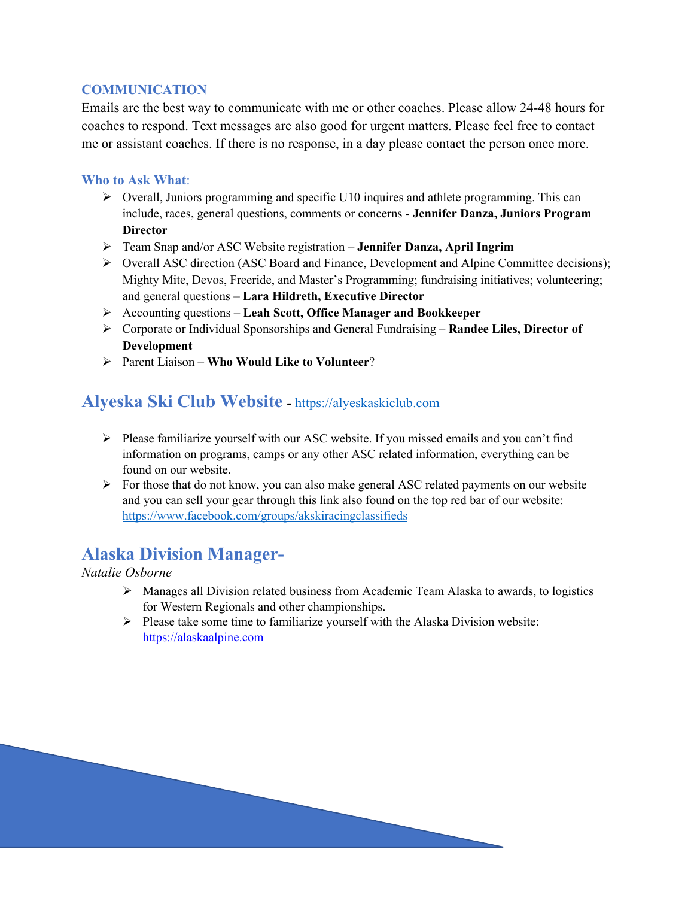### COMMUNICATION

Emails are the best way to communicate with me or other coaches. Please allow 24-48 hours for coaches to respond. Text messages are also good for urgent matters. Please feel free to contact me or assistant coaches. If there is no response, in a day please contact the person once more.

### Who to Ask What:

- Overall, Juniors programming and specific U10 inquires and athlete programming. This can include, races, general questions, comments or concerns - **Jennifer Danza, Juniors Program Director**
- Team Snap and/or ASC Website registration – **Jennifer Danza, April Ingrim**
- Overall ASC direction (ASC Board and Finance, Development and Alpine Committee decisions); Mighty Mite, Devos, Freeride, and Master's Programming; fundraising initiatives; volunteering; and general questions – **Lara Hildreth, Executive Director**
- Accounting questions – **Leah Scott, Office Manager and Bookkeeper**
- Corporate or Individual Sponsorships and General Fundraising – **Randee Liles, Director of Development**
- Parent Liaison – **Who Would Like to Volunteer**?

## Alyeska Ski Club Website - https://alyeskaskiclub.com

- Please familiarize yourself with our ASC website. If you missed emails and you can't find information on programs, camps or any other ASC related information, everything can be found on our website.
- For those that do not know, you can also make general ASC related payments on our website and you can sell your gear through this link also found on the top red bar of our website: https://www.facebook.com/groups/akskiracingclassifieds

## Alaska Division Manager-

*Natalie Osborne*

- Manages all Division related business from Academic Team Alaska to awards, to logistics for Western Regionals and other championships.
- Please take some time to familiarize yourself with the Alaska Division website: https://alaskaalpine.com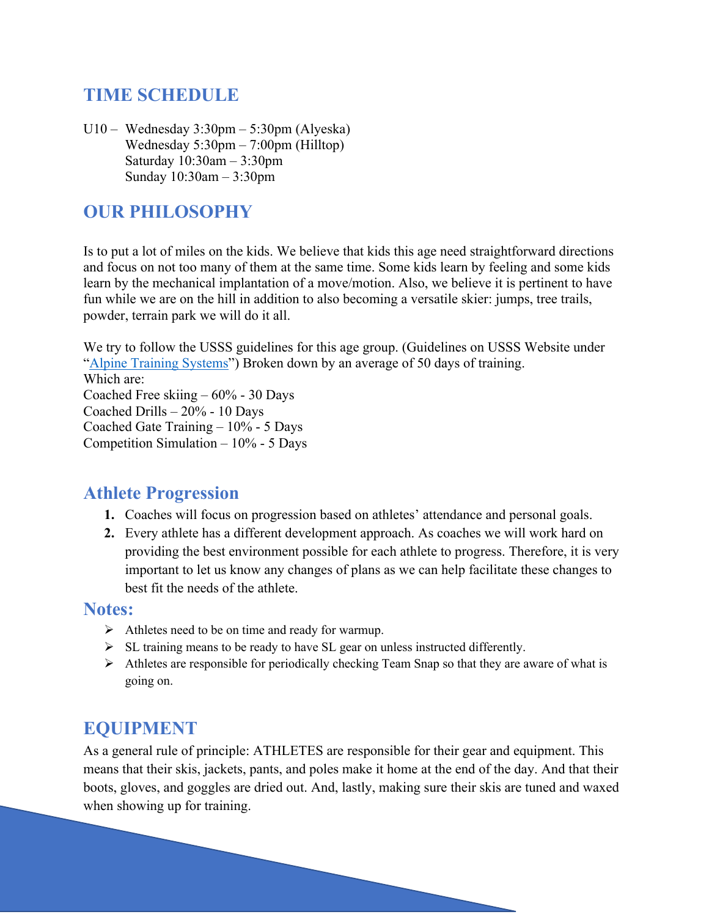## TIME SCHEDULE

U10 – Wednesday 3:30pm – 5:30pm (Alyeska)
Wednesday 5:30pm – 7:00pm (Hilltop)
Saturday 10:30am – 3:30pm
Sunday 10:30am – 3:30pm

## OUR PHILOSOPHY

Is to put a lot of miles on the kids. We believe that kids this age need straightforward directions and focus on not too many of them at the same time. Some kids learn by feeling and some kids learn by the mechanical implantation of a move/motion. Also, we believe it is pertinent to have fun while we are on the hill in addition to also becoming a versatile skier: jumps, tree trails, powder, terrain park we will do it all.

We try to follow the USSS guidelines for this age group. (Guidelines on USSS Website under "Alpine Training Systems") Broken down by an average of 50 days of training.
Which are:
Coached Free skiing – 60% - 30 Days
Coached Drills – 20% - 10 Days
Coached Gate Training – 10% - 5 Days
Competition Simulation – 10% - 5 Days

## Athlete Progression

1. Coaches will focus on progression based on athletes' attendance and personal goals.
2. Every athlete has a different development approach. As coaches we will work hard on providing the best environment possible for each athlete to progress. Therefore, it is very important to let us know any changes of plans as we can help facilitate these changes to best fit the needs of the athlete.

## Notes:

- Athletes need to be on time and ready for warmup.
- SL training means to be ready to have SL gear on unless instructed differently.
- Athletes are responsible for periodically checking Team Snap so that they are aware of what is going on.

## EQUIPMENT

As a general rule of principle: ATHLETES are responsible for their gear and equipment. This means that their skis, jackets, pants, and poles make it home at the end of the day. And that their boots, gloves, and goggles are dried out. And, lastly, making sure their skis are tuned and waxed when showing up for training.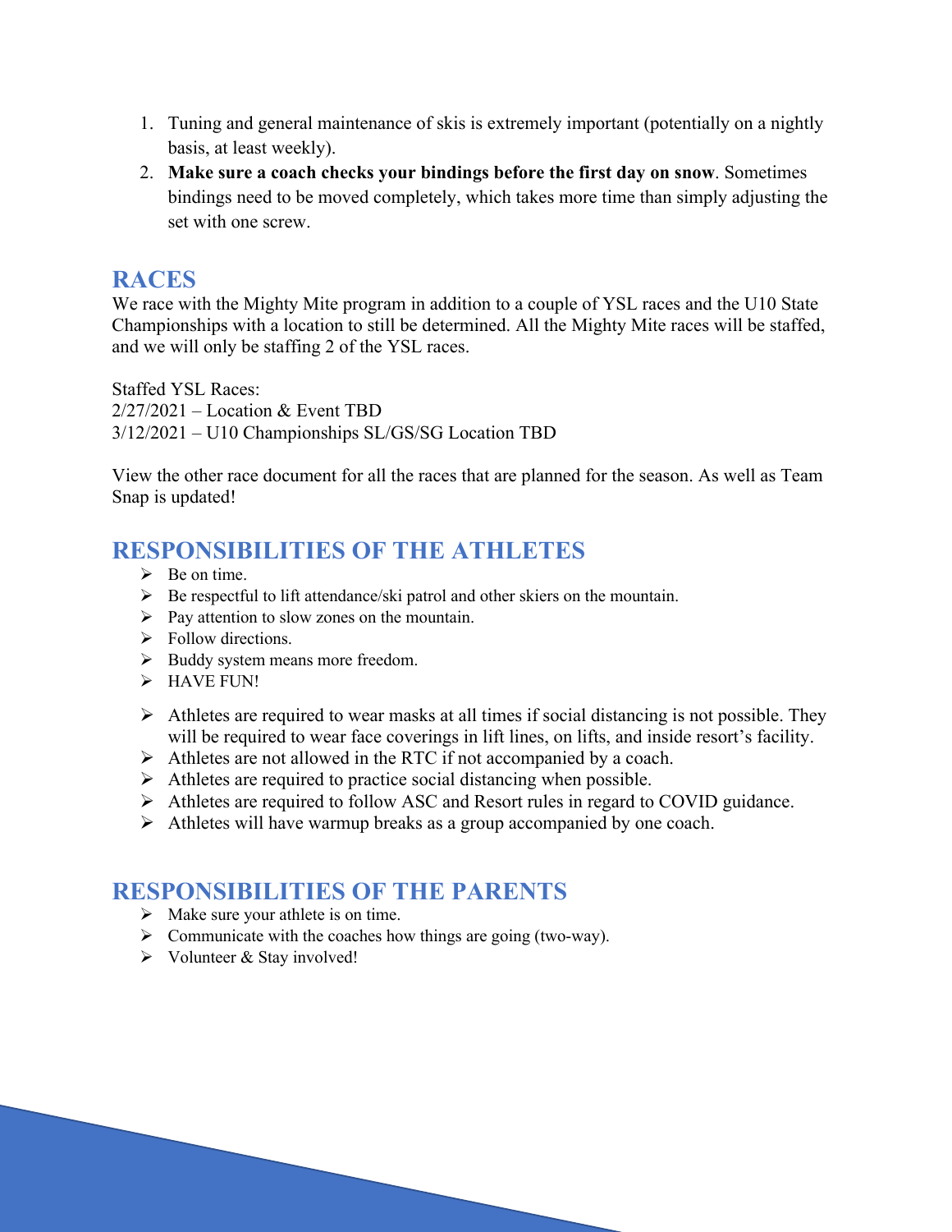1. Tuning and general maintenance of skis is extremely important (potentially on a nightly basis, at least weekly).
2. **Make sure a coach checks your bindings before the first day on snow**. Sometimes bindings need to be moved completely, which takes more time than simply adjusting the set with one screw.

## RACES

We race with the Mighty Mite program in addition to a couple of YSL races and the U10 State Championships with a location to still be determined. All the Mighty Mite races will be staffed, and we will only be staffing 2 of the YSL races.

Staffed YSL Races:
2/27/2021 – Location & Event TBD
3/12/2021 – U10 Championships SL/GS/SG Location TBD

View the other race document for all the races that are planned for the season. As well as Team Snap is updated!

## RESPONSIBILITIES OF THE ATHLETES

- Be on time.
- Be respectful to lift attendance/ski patrol and other skiers on the mountain.
- Pay attention to slow zones on the mountain.
- Follow directions.
- Buddy system means more freedom.
- HAVE FUN!

- Athletes are required to wear masks at all times if social distancing is not possible. They will be required to wear face coverings in lift lines, on lifts, and inside resort's facility.
- Athletes are not allowed in the RTC if not accompanied by a coach.
- Athletes are required to practice social distancing when possible.
- Athletes are required to follow ASC and Resort rules in regard to COVID guidance.
- Athletes will have warmup breaks as a group accompanied by one coach.

## RESPONSIBILITIES OF THE PARENTS

- Make sure your athlete is on time.
- Communicate with the coaches how things are going (two-way).
- Volunteer & Stay involved!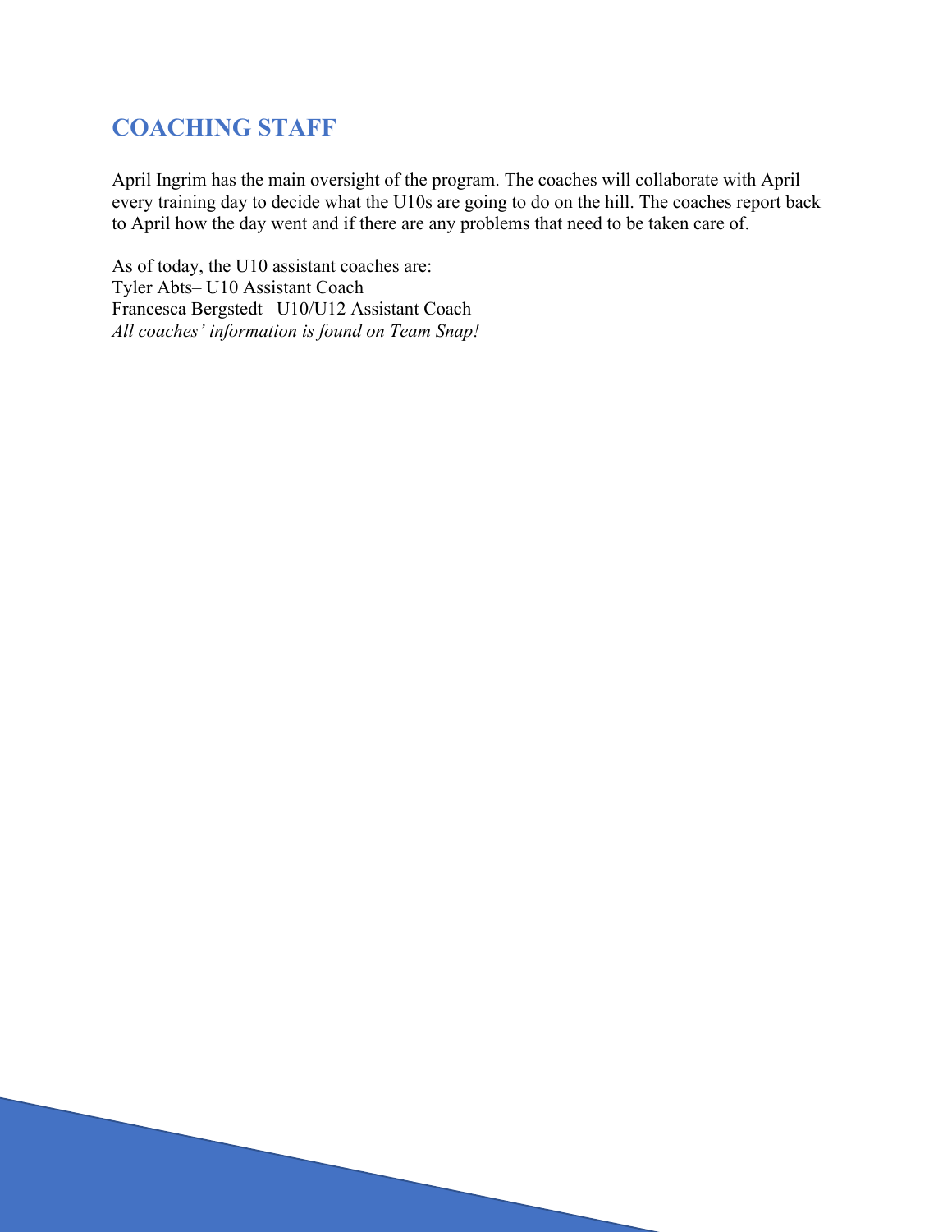## COACHING STAFF

April Ingrim has the main oversight of the program. The coaches will collaborate with April every training day to decide what the U10s are going to do on the hill. The coaches report back to April how the day went and if there are any problems that need to be taken care of.

As of today, the U10 assistant coaches are:
Tyler Abts– U10 Assistant Coach
Francesca Bergstedt– U10/U12 Assistant Coach
*All coaches' information is found on Team Snap!*